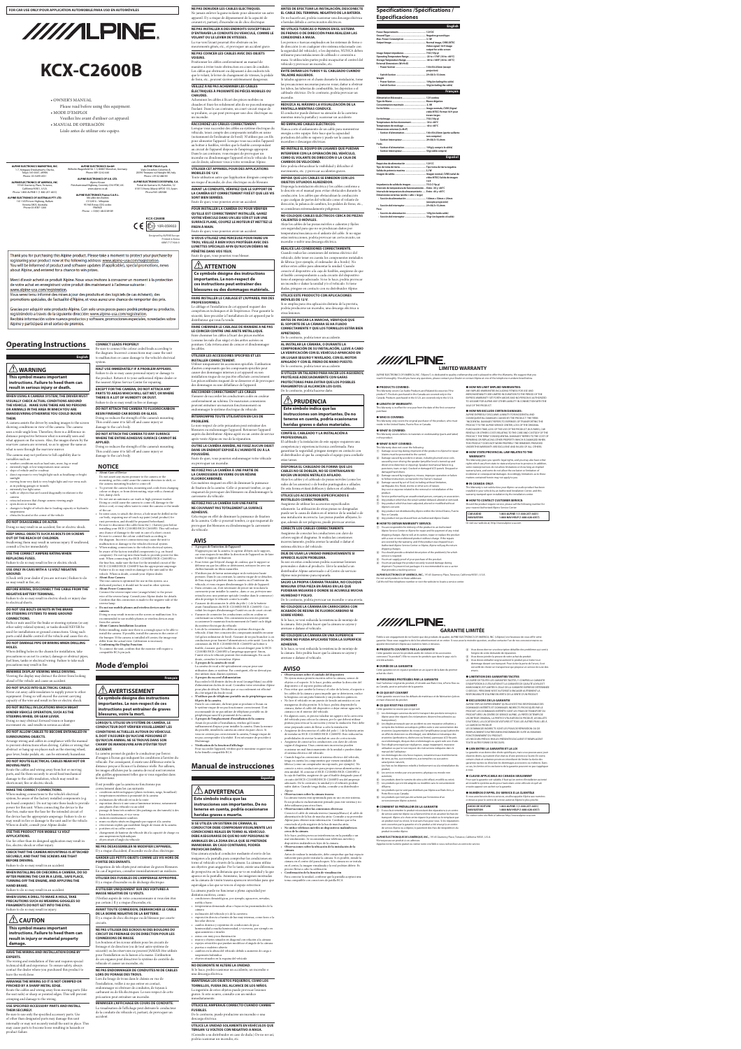FOR CAR USE ONLY/POUR APPLICATION AUTOMOBILE/PARA USO EN AUTOMÓVILES

# ALPINE

# KCX-C2600B

- OWNER'S MANUAL
  Please read before using this equipment.
- MODE D'EMPLOI
  Veuillez lire avant d'utiliser cet appareil.
- MANUAL DE OPERACIÓN
  Léalo antes de utilizar este equipo.

ALPINE ELECTRONICS MARKETING, INC.
1-7, Yukigaya-Otsukamachi, Ota-ku,
Tokyo 145-0067, JAPAN
Phone: 03-5499-4531

ALPINE ELECTRONICS OF AMERICA, INC.
19145 Gramercy Place, Torrance,
California 90501, U.S.A.
Phone 1-800-ALPINE-1 (1-800-257-4631)

ALPINE ELECTRONICS OF AUSTRALIA PTY. LTD.
161-165 Princes Highway, Hallam
Victoria 3803, Australia
Phone 03-8787-1200

ALPINE ELECTRONICS GmbH
Wilhelm-Wagenfeld-Str. 1-3, 80807 München, Germany
Phone 089-32 42 640

ALPINE ELECTRONICS OF U.K. LTD.
Alpine House
Fletchamstead Highway, Coventry CV4 9TW, U.K.
www.alpine.co.uk

ALPINE ELECTRONICS FRANCE S.A.R.L.
184 allée des Erables
CS 52016 – Villepinte
95 945 Roissy CDG cedex
FRANCE
Phone : + 33(0)1 48 63 89 89

ALPINE ITALIA S.p.A.
Viale Cristoforo Colombo 8,
20090 Trezzano sul Naviglio MI, Italy
Phone +39 02 484781

ALPINE ELECTRONICS DE ESPAÑA, S.A.
Portal de Gamarra 36, Pabellón, 32
01013 Vitoria (Alava)-APDO 133, Spain
Phone 945-283588

KCX-C2600B
IC: YBR-059903

Designed by ALPINE Europe
Printed in Korea
68M17171K69-O

Thank you for purchasing this Alpine product. Please take a moment to protect your purchase by registering your product now at the following address: www.alpine-usa.com/registration. You will be informed of product and software updates (if applicable), special promotions, news about Alpine, and entered for a chance to win prizes.

Merci d'avoir acheté ce produit Alpine. Nous vous invitons à consacrer un moment à la protection de votre achat en enregistrant votre produit dès maintenant à l'adresse suivante : www.alpine-usa.com/registration.
Vous serez tenu informé des mises à jour des produits et des logiciels (le cas échéant), des promotions spéciales, de l'actualité d'Alpine, et vous aurez une chance de remporter des prix.

Gracias por adquirir este producto Alpine. Con solo unos pocos pasos podrá proteger su producto, registrándolo a través de la siguiente dirección: www.alpine-usa.com/registration.
Recibirá información sobre nuevos productos y software, promociones especiales, novedades sobre Alpine y participará en el sorteo de premios.

## Operating Instructions

English

### ⚠ WARNING

**This symbol means important instructions. Failure to heed them can result in serious injury or death.**

**WHEN USING A CAMERA SYSTEM, THE DRIVER MUST VISUALLY CHECK ACTUAL CONDITIONS AROUND THE VEHICLE. MAKE SURE THERE ARE NO PERSONS OR OBSTACLES IN THE AREA IN WHICH YOU ARE MANOEUVRING OTHERWISE YOU COULD INJURE THEM.**

A camera assists the driver by sending images to the screen showing conditions in view of the camera. The camera uses a wide angle lens. Therefore, there is a difference in distance perspective between what is normally seen and what appears on the screen. Also, the images shown by the rearview camera are reversed, so as to appear the same as what is seen through the rearview mirror.

The camera may not perform to full capability due to variables such as:
- weather conditions such as heavy rain, snow, fog or mud
- extremely high or low temperatures near camera
- slope of vehicle and/or roadway
- direct exposure to very bright light such as headlamps or bright sunlight
- moving from very dark to very bright light and vice versa such as in parking garages or tunnels
- extremely low light areas
- walls or objects that are located diagonally in relation to the camera
- retracted mirrors that change camera viewing angle
- open trunk door
- changes in height of vehicle due to loading capacity or hydraulic suspension
- obstacles located at the corner of the vehicle

**DO NOT DISASSEMBLE OR ALTER.**
Doing so may result in an accident, fire or electric shock.

**KEEP SMALL OBJECTS SUCH AS BOLTS OR SCREWS OUT OF THE REACH OF CHILDREN.**
Swallowing them may result in serious injury. If swallowed, consult a Doctor immediately.

**USE THE CORRECT AMPERE RATING WHEN REPLACING FUSES.**
Failure to do so may result in fire or electric shock.

**USE ONLY IN CARS WITH A 12 VOLT NEGATIVE GROUND.**
(Check with your dealer if you are not sure.) Failure to do so may result in fire, etc.

**BEFORE WIRING, DISCONNECT THE CABLE FROM THE NEGATIVE BATTERY TERMINAL.**
Failure to do so may result in electric shock or injury due to electrical shorts.

**DO NOT USE BOLTS OR NUTS IN THE BRAKE OR STEERING SYSTEMS TO MAKE GROUND CONNECTIONS.**
Bolts or nuts used for the brake or steering systems (or any other safety-related system), or tanks should NEVER be used for installations or ground connections. Using such parts could disable control of the vehicle and cause fire etc.

**DO NOT DAMAGE PIPE OR WIRING WHEN DRILLING HOLES.**
When drilling holes in the chassis for installation, take precautions so as not to contact, damage or obstruct pipes, fuel lines, tanks or electrical wiring. Failure to take such precautions may result in fire.

**MINIMIZE DISPLAY VIEWING WHILE DRIVING.**
Viewing the display may distract the driver from looking ahead of the vehicle and cause an accident.

**DO NOT SPLICE INTO ELECTRICAL CABLES.**
Never cut away cable insulation to supply power to other equipment. Doing so will exceed the current carrying capacity of the wire and result in fire or electric shock.

**DO NOT INSTALL IN LOCATIONS WHICH MIGHT HINDER VEHICLE OPERATION, SUCH AS THE STEERING WHEEL OR GEAR LEVER.**
Doing so may obstruct forward vision or hamper movement etc. and results in serious accident.

**DO NOT ALLOW CABLES TO BECOME ENTANGLED IN SURROUNDING OBJECTS.**
Arrange wiring and cables in compliance with the manual to prevent obstructions when driving. Cables or wiring that obstruct or hang up on places such as the steering wheel, gear lever, brake pedals, etc. can be extremely hazardous.

**DO NOT ROUTE ELECTRICAL CABLES NEAR HOT OR MOVING PARTS**
Route the cables and wiring away from hot or moving parts, and fix them securely to avoid heat/mechanical damage to the cable insulation, which may result in fire or electric shock.

**MAKE THE CORRECT CONNECTIONS.**
When making connections to the vehicle's electrical system, be aware of the factory installed components (e.g. on-board computer). Do not tap into these leads to provide power for this unit. When connecting the device to the fuse box, make sure the fuse for the intended circuit of the device has the appropriate amperage. Failure to do so may result in fire or damage to the unit and/or the vehicle. When in doubt, consult your Alpine dealer.

**USE THIS PRODUCT FOR MOBILE 12 VOLT APPLICATIONS.**
Use for other than its designed application may result in fire, electric shock or other injury.

**CHECK THAT THE CAMERA MOUNTING IS ATTACHED SECURELY, AND THAT THE SCREWS ARE TIGHT BEFORE DRIVING.**
Failure to do so may result in an accident.

**WHEN INSTALLING OR CHECKING A CAMERA, DO SO AFTER PARKING THE CAR IN A LEVEL, SAFE PLACE, TURNING OFF THE ENGINE, AND APPLYING THE HAND BRAKE.**
Failure to do so may result in an accident.

**WHEN USING A DRILL TO MAKE A HOLE, TAKE PRECAUTIONS SUCH AS WEARING GOGGLES SO FRAGMENTS DO NOT GET INTO THE EYES.**
Failure to do so may result in injury.

### ⚠ CAUTION

**This symbol means important instructions. Failure to heed them can result in injury or material property damage.**

**HAVE THE WIRING AND INSTALLATION DONE BY EXPERTS.**
The wiring and installation of this unit requires special technical skill and experience. To ensure safety, always contact the dealer where you purchased this product to have the work done.

**ARRANGE THE WIRING SO IT IS NOT CRIMPED OR PINCHED BY A SHARP METAL EDGE.**
Route the cables and wiring away from moving parts (like the seat rails) or sharp or pointed edges. This will prevent crimping and damage to the wiring.

**USE SPECIFIED ACCESSORY PARTS AND INSTALL THEM SECURELY.**
Be sure to use only the specified accessory parts. Use of other than designated parts may damage this unit internally or may not securely install the unit in place. This may cause parts to become loose resulting in hazards or product failure.

**CONNECT LEADS PROPERLY**
Be sure to connect the colour coded leads according to the diagram. Incorrect connections may cause the unit to malfunction or cause damage to the vehicle's electrical system.

**HALT USE IMMEDIATELY IF A PROBLEM APPEARS.**
Failure to do so may cause personal injury or damage to the product. Return it to your authorized Alpine dealer or the nearest Alpine Service Center for repairing.

**EXCEPT FOR THE CAMERA, DO NOT ATTACH ANY PARTS TO AREAS WHICH WILL GET WET, OR WHERE THERE IS A LOT OF HUMIDITY OR DUST.**
Failure to do so may result in fire or damage.

**DO NOT ATTACH THE CAMERA TO FLUOROCARBON RESIN FINISHED CAR BODIES OR GLASS.**
Doing so reduces the strength of the camera's mounting. This could cause it to fall off and cause injury or damage to the car's body.

**DO NOT ATTACH THE CAMERA TO ANY SURFACE WHERE THE ATTACHMENT SURFACE CANNOT BE APPLIED.**
Doing so reduces the strength of the camera's mounting. This could cause it to fall off and cause injury or damage to the car's body.

### NOTICE

- **About Care of Device**
  - Do not spray car wax on the camera or the monitor, as this could cause the camera direction to shift, or the camera mounting bracket to come off.
  - To prevent deterioration of the waterproofing and avoid changing colour or shape, or from deteriorating, wipe with a chemical free, damp cloth.
  - Do not use an automatic car wash or high pressure washer, etc. Doing so could cause the camera to come off, damage to the camera's cord, or may allow water to enter the camera or the inside of the car.
  - In some cases, to attach the device, a hole must be drilled in the car body, requiring use of tools. A complete install product list must be purchased, and should be prepared beforehand.
  - Be sure to disconnect the cable from the (-) battery post before installing your KCX-C2600B/HCE-C2600FD. This will reduce any chance of damage to the unit in case of a short-circuit.
  - Be sure to connect the colour coded leads according to the diagram. Incorrect connections may cause the unit to malfunction or damage to the vehicle's electrical system.
  - When making connections to the vehicle's electrical system, be aware of the factory installed components (e.g. on-board computer). Do not tap into these leads to provide power for this unit. When connecting the HCE-C2600FD/HCE-C2600FD to the fuse box, make sure the fuse for the intended circuit of the HCE-C2600FD/HCE-C2600FD has the appropriate amperage. Failure to do so may result in damage to the unit and/or the vehicle. When in doubt, consult your Alpine dealer.
- **About Rear Camera**
  The rear camera is optimized for use in this system; as a dedicated product, it should not be used as other options.
- **About Power Connection**
  Connect the camera input wire (orange/white) to the power wire of the reverse lamp. Consult your Alpine dealer for details. Confirm that this connection is made to the negative side of the reverse lamp.
- **Do not use mobile phones and wireless devices near the camera.**
  Doing so may result in noise on the screen or malfunction. It is recommended to use mobile phones or wireless devices away from the camera.
- **About Camera Installation Location**
  Before installing, make sure there is enough space to be able to install the camera. If possible, install the camera in the centre of the bumper. If the camera is installed off-centre, the image may differ from the actual view. Calibration is necessary.
- **Confirming the Display Function**
  To connect the unit, confirm that the monitor will require a separate RCA type jack.

## Mode d'emploi

Français

### ⚠ AVERTISSEMENT

**Ce symbole désigne des instructions importantes. Le non-respect de ces instructions peut entraîner des blessures graves, voire la mort.**

**LORSQUE IL UTILISE UN SYSTÈME DE CAMÉRA, LE CONDUCTEUR DOIT VÉRIFIER VISUELLEMENT LES CONDITIONS ACTUELLES AUTOUR DU VÉHICULE. IL DOIT S'ASSURER QU'AUCUNE PERSONNE ET QU'AUCUN ANIMAL NE SE TROUVE DANS SON CHAMP DE MANOEUVRE AFIN D'ÉVITER TOUT ACCIDENT.**

Une caméra aide le conducteur en envoyant à l'écran des images à l'écran qui indiquent les conditions à l'arrière du véhicule. Par conséquent, il existe une différence entre la distance perçue à l'écran et la distance réelle. Par ailleurs, les images affichées par la caméra de recul sont inversées afin qu'elles apparaissent telles que vous les verriez dans le rétroviseur.

Il est possible que la caméra ne fonctionne pas correctement dans les cas suivants :
- conditions météorologiques (pluie torrentielle, neige, brouillard)
- températures extrêmes à proximité de la caméra
- inclinaison du véhicule et/ou de la route
- exposition directe à une source lumineuse intense, notamment phares d'un véhicule ou soleil éclatant
- passage d'un environnement très sombre à un environnement très lumineux et inversement, notamment dans les parkings ou les tunnels
- zones très faiblement éclairées
- murs ou objets situés en diagonale par rapport à la caméra
- rétroviseurs repliés qui modifient l'angle de vision de la caméra
- portière arrière ouverte
- changement de hauteur du véhicule dû à la capacité de charge ou à une suspension hydraulique
- obstacles situés à l'angle du véhicule

**NE PAS DÉSASSEMBLER NI MODIFIER L'APPAREIL.**
Il y a risque d'accident, d'incendie ou de choc électrique.

**GARDER LES PETITS OBJETS COMME LES VIS HORS DE PORTÉE DES ENFANTS.**
L'ingestion de tels objets peut entraîner de graves blessures. En cas d'ingestion, consulter immédiatement un médecin.

**UTILISER DES FUSIBLES DE L'AMPÉRAGE APPROPRIÉ.**
Il y a risque d'incendie ou de décharge électrique.

**N'UTILISER QUE SUR DES VOITURES À MASSE NÉGATIVE DE 12 VOLTS.**
(Vérifiez auprès de votre concessionnaire si vous n'en êtes pas certain.) Il y a risque d'incendie, etc.

**AVANT TOUTE CONNEXION, DÉBRANCHER LE CÂBLE DE LA BORNE NÉGATIVE DE LA BATTERIE.**
Il y a risque de choc électrique ou de blessure par courts-circuits.

**NE PAS UTILISER DES ÉCROUS NI DES BOULONS DU CIRCUIT DE FREINAGE OU DE DIRECTION POUR LES CONNEXIONS DE MASSE.**
Les boulons et les écrous utilisés pour les circuits de freinage et de direction (ou de tout autre système de sécurité) ou les réservoirs ne peuvent JAMAIS être utilisés pour l'installation ou la liaison à la masse. L'utilisation de ces organes peut désactiver le système de contrôle du véhicule et causer un incendie, etc.

**NE PAS ENDOMMAGER DE CONDUITS NI DE CÂBLES LORS DU FORAGE DES TROUS.**
Lors du forage de trous dans le châssis en vue de l'installation, veiller à ne pas entrer en contact, endommager ni obstruer de conduits, de tuyaux à carburant ou de fils électriques. Le non-respect de cette précaution peut entraîner un incendie.

**MINIMISER L'AFFICHAGE EN COURS DE CONDUITE.**
La visualisation de l'affichage peut distraire le conducteur de la conduite du véhicule et, partant, de provoquer un accident.

**NE PAS DÉNUDER LES CÂBLES ÉLECTRIQUES.**
Ne jamais enlever la gaine isolante pour alimenter un autre appareil. Il y a risque de dépassement de la capacité de courant et, partant, d'incendie ou de choc électrique.

**NE PAS INSTALLER À DES ENDROITS SUSCEPTIBLES D'ENTRAVER LA CONDUITE DU VÉHICULE, COMME LE VOLANT OU LE LEVIER DE VITESSES.**
La vue vers l'avant pourrait être obstruée ou les mouvements gênés, etc., et provoquer un accident grave.

**NE PAS COINCER LES CÂBLES AVEC DES OBJETS VOISINS.**
Positionner les câbles conformément au manuel de manière à éviter toute obstruction en cours de conduite. Les câbles qui obstruent ou dépassent à des endroits tels que le volant, le levier de changement de vitesses, la pédale de frein, etc., peuvent s'avérer extrêmement dangereux.

**VEILLEZ À NE PAS ACHEMINER LES CÂBLES ÉLECTRIQUES À PROXIMITÉ DE PIÈCES MOBILES OU CHAUDES.**
Acheminez les câbles à l'écart des pièces mobiles ou chaudes et fixez-les solidement afin de ne pas endommager l'isolant. Dans le cas contraire, un court-circuit risque de se produire, ce qui peut provoquer un choc électrique ou un incendie.

**RACCORDEZ LES CÂBLES CORRECTEMENT.**
Lorsque vous raccordez des câbles au système électrique du véhicule, tenez compte des composants installés en usine (notamment l'ordinateur de bord). N'utilisez pas ces fils pour alimenter l'appareil. Lorsque vous raccordez l'appareil au boîtier à fusibles, vérifiez que le fusible correspondant au circuit de l'appareil dispose de l'ampérage approprié. Dans le cas contraire, vous risquez de provoquer un incendie ou d'endommager l'appareil et/ou le véhicule. En cas de doute, consultez votre revendeur Alpine.

**UTILISER CET APPAREIL POUR DES APPLICATIONS MOBILES DE 12 V.**
Toute utilisation autre que l'application désignée comporte un risque d'incendie, de choc électrique ou de blessure.

**AVANT LA CONDUITE, VÉRIFIEZ QUE LE SUPPORT DE LA CAMÉRA EST CORRECTEMENT FIXÉ ET QUE LES VIS SONT BIEN SERRÉES.**
Faute de quoi, vous pourriez avoir un accident.

**POUR INSTALLER LA CAMÉRA OU POUR VÉRIFIER QU'ELLE EST CORRECTEMENT INSTALLÉE, GAREZ VOTRE VÉHICULE DANS UN LIEU SÛR ET SUR UNE SURFACE PLANE, COUPEZ LE MOTEUR ET METTEZ LE FREIN À MAIN.**
Faute de quoi, vous pourriez avoir un accident.

**SI VOUS UTILISEZ UNE PERCEUSE POUR FAIRE UN TROU, VEILLEZ À BIEN VOUS PROTÉGER AVEC DES LUNETTES SPÉCIALES AFIN QU'AUCUN DÉBRIS NE PÉNÈTRE DANS VOS YEUX.**
Faute de quoi, vous pourriez vous blesser.

### ⚠ ATTENTION

**Ce symbole désigne des instructions importantes. Le non-respect de ces instructions peut entraîner des blessures ou des dommages matériels.**

**FAIRE INSTALLER LE CÂBLAGE ET L'APPAREIL PAR DES PROFESSIONNELS.**
Le câblage et l'installation de cet appareil requiert des compétences techniques et de l'expérience. Pour garantir la sécurité, faire procéder à l'installation de cet appareil par le distributeur qui vous l'a vendu.

**FAIRE CHEMINER LE CÂBLAGE DE MANIÈRE À NE PAS LE COINCER CONTRE UNE ARÊTE MÉTALLIQUE.**
Faire cheminer les câbles à l'écart des pièces mobiles (comme les rails d'un siège) et des arêtes acérées ou pointues. Cela évitera ainsi de coincer et d'endommager les câbles.

**UTILISER LES ACCESSOIRES SPÉCIFIÉS ET LES INSTALLER CORRECTEMENT.**
Utiliser uniquement les accessoires spécifiés. L'utilisation d'autres composants que les composants spécifiés peut causer des dommages internes à cet appareil ou son installation risque de ne pas être effectuée correctement. Les pièces utilisées risquent de se desserrer et de provoquer des dommages ou une défaillance de l'appareil.

**RACCORDER LES CONNECTEURS CORRECTEMENT.**
S'assurer de raccorder les conducteurs codés en couleur conformément au schéma. Un branchement incorrect peut entraîner un mauvais fonctionnement ou endommager le système électrique du véhicule.

**INTERROMPRE TOUTE UTILISATION EN CAS DE PROBLÈME.**
Le non-respect de cette précaution peut entraîner des blessures ou endommager l'appareil. Retourner l'appareil auprès du distributeur Alpine agréé ou un centre de service après-vente Alpine en vue de la réparation.

**OUTRE LA CAMÉRA ARRIÈRE, NE FIXEZ AUCUN OBJET DANS UN ENDROIT EXPOSÉ À L'HUMIDITÉ OU À LA POUSSIÈRE.**
Faute de quoi, vous pourriez endommager votre véhicule ou provoquer un incendie.

**NE FIXEZ PAS LA CAMÉRA À UNE PARTIE DE LA CARROSSERIE DU VÉHICULE OU EN RÉSINE FLUOROCARBONÉE.**
Ces matériaux risquent en effet de diminuer la puissance de fixation de la caméra. Celle-ci pourrait tomber, ce qui risquerait de provoquer des blessures ou d'endommager la carrosserie du véhicule.

**NE FIXEZ PAS LA CAMÉRA SUR UNE PARTIE DU SUPPORT QUI EMPÊCHERAIT LA SURFACE ADHÉSIVE.**
Cela risquerait en effet de diminuer la puissance de fixation de la caméra. Celle-ci pourrait tomber, ce qui risquerait de provoquer des blessures ou d'endommager la carrosserie du véhicule.

### AVIS

- **À propos de l'entretien de l'appareil**
  - N'appliquez pas de la cire à voiture sur la caméra ou le moniteur, car cela risquerait de modifier la direction de l'appareil ou de faire tomber le support de fixation.
  - Pour éviter que l'étanchéité ne se détériore et éviter tout changement de couleur ou de forme, essuyez à l'aide d'un chiffon humide et libre de produits chimiques.
  - N'utilisez pas de lavage automatique ou de nettoyeur haute pression. Dans le cas contraire, la caméra risque de se détacher, de l'eau risque de pénétrer dans la caméra ou à l'intérieur du véhicule et le cordon de la caméra risque d'être endommagé.
  - Dans certains cas, il est nécessaire de percer un trou dans la carrosserie pour installer la caméra. Une liste complète des produits d'installation doit être achetée et préparée à l'avance.
  - Veillez à débrancher le câble de la borne (-) de la batterie avant l'installation du KCX-C2600B/HCE-C2600FD. Ceci réduira les risques d'endommager l'appareil en cas de court-circuit.
  - Veillez à connecter les fils de couleur conformément au schéma. Des connexions incorrectes peuvent provoquer un mauvais fonctionnement de l'appareil ou endommager le système électrique du véhicule.
  - Lors de la connexion des câbles au système électrique du véhicule, tenez compte des composants installés en usine (tel qu'un ordinateur de bord). Ne tirez pas de courant de ces fils pour alimenter l'appareil. Lorsque vous connectez le HCE-C2600FD/HCE-C2600FD au boîtier à fusibles, vérifiez que le fusible du circuit désigné pour le HCE-C2600FD/HCE-C2600FD a l'ampérage approprié. Sinon, l'appareil et/ou le véhicule risquent d'être endommagés. En cas de doute, consultez votre revendeur Alpine.
- **À propos de la caméra de recul**
  La caméra de recul a été spécialement conçue pour une utilisation avec ce système. En tant que produit dédié, elle ne doit pas être utilisée dans d'autres systèmes.
- **À propos du raccord d'alimentation**
  Raccordez le fil d'entrée de la caméra (orange/blanc) au fil d'alimentation du feu de recul. Consultez votre revendeur Alpine pour plus de détails. Vérifiez que ce raccordement est effectué du côté négatif du feu de recul.
- **N'utilisez pas de téléphone portable ou de périphérique sans fil près de la caméra.**
  Ceci risque de provoquer du bruit à l'écran ou un mauvais fonctionnement. Il est recommandé d'utiliser les téléphones portables ou les périphériques sans fil à distance de la caméra.
- **À propos de l'emplacement d'installation de la caméra**
  Avant de procéder à l'installation, vérifiez que l'espace est suffisant pour y installer la caméra. Dans la mesure du possible, installez la caméra au centre du pare-chocs. Si la caméra n'est pas installée au centre, l'image pourrait être différente de la vue réelle. Il est nécessaire de procéder à l'étalonnage.
- **Vérification de la fonction d'affichage**
  Pour raccorder l'appareil, vérifiez que le moniteur requiert une fiche femelle compatible RCA.

## Manual de instrucciones

Español

### ⚠ ADVERTENCIA

**Este símbolo indica que las instrucciones son importantes. De no tenerse en cuenta, podría ocasionarse heridas graves o muerte.**

**SI SE UTILIZA UN SISTEMA DE CÁMARA, EL CONDUCTOR DEBE COMPROBAR VISUALMENTE LAS CONDICIONES ALREDEDOR DEL VEHÍCULO. DEBE ASEGURARSE DE QUE NO HAY PERSONAS NI ANIMALES EN LA ZONA EN LA QUE SE PRETENDE MANIOBRAR. DE LO CONTRARIO, PODRÍA PROVOCAR DAÑOS.**

Una cámara ayuda al conductor mediante el envío de las imágenes a la pantalla para comprobar las condiciones en torno al vehículo a través de la cámara. La cámara utiliza un objetivo gran angular. Por lo tanto, existe una diferencia de perspectiva en la distancia que se ve en realidad y la que aparece en la pantalla. Asimismo, las imágenes mostradas en la cámara de visión trasera aparecen invertidas para que aparezcan igual que se ven en el espejo retrovisor.

La cámara puede no funcionar a pleno rendimiento por distintos motivos, como:
- condiciones meteorológicas, por ejemplo, aguaceros, nevadas, niebla o barro
- temperaturas demasiado altas o bajas en las proximidades de la cámara
- inclinación del vehículo y/o de la carretera
- exposición directa a fuentes de luz muy intensas, como faros o la luz solar directa
- cambios drásticos y repentinos de condiciones de poca luminosidad a mucha luminosidad, y viceversa, por ejemplo en aparcamientos o túneles
- zonas con muy poca iluminación
- muros u objetos situados en diagonal con relación a la cámara
- espejos retráctiles que puedan modificar el ángulo de la cámara
- puertas o maleteros abiertos
- cambios en la altura del vehículo debido a aumentos de carga o suspensión hidráulica
- obstáculos en las esquinas del vehículo

**NO DESMONTE NI ALTERE LA UNIDAD.**
Si lo hace, podría ocasionar un accidente, un incendio o una descarga eléctrica.

**MANTENGA LOS OBJETOS PEQUEÑOS, COMO LOS TORNILLOS, FUERA DEL ALCANCE DE LOS NIÑOS.**
La ingestión de estos objetos puede provocar lesiones graves. Si esto ocurre, consulte con un médico inmediatamente.

**UTILICE EL AMPERAJE CORRECTO CUANDO CAMBIE FUSIBLES.**
De lo contrario, puede producirse un incendio o una descarga eléctrica.

**UTILICE LA UNIDAD SOLAMENTE EN VEHÍCULOS QUE TENGAN 12 VOLTIOS CON NEGATIVO A MASA.**
(Consulte a su distribuidor en caso de duda.) De lo contrario, podría ocasionar un incendio, etc.

**ANTES DE EFECTUAR LA INSTALACIÓN, DESCONECTE EL CABLE DEL TERMINAL NEGATIVO DE LA BATERÍA.**
De no hacerlo así, podría ocasionarse una descarga eléctrica o heridas debido a cortocircuitos eléctricos.

**NO UTILICE TUERCAS O PERNOS EN EL SISTEMA DE FRENOS O DE DIRECCIÓN PARA REALIZAR LAS CONEXIONES A MASA.**
Los pernos o tuercas empleados en los sistemas de freno o de dirección (o en cualquier otro sistema relacionado con la seguridad del vehículo), o los depósitos, NUNCA deben utilizarse para instalaciones de cableado o conexión a masa. Si utiliza tales partes podrá incapacitar el control del vehículo y provocar un incendio, etc.

**EVITE DAÑAR LOS TUBOS Y EL CABLEADO CUANDO TALADRE AGUJEROS.**
Si taladra agujeros en el chasis durante la instalación, tome las precauciones necesarias para no rozar, dañar u obstruir los tubos, las tuberías de combustible, los depósitos o el cableado eléctrico. De lo contrario, podría provocar un incendio.

**REDUZCA AL MÁXIMO LA VISUALIZACIÓN DE LA PANTALLA MIENTRAS CONDUCE.**
El conductor puede distraer su atención de la carretera mientras mira la pantalla y ocasionar un accidente.

**NO EMPALME CABLES ELÉCTRICOS.**
Nunca corte el aislamiento de un cable para suministrar energía a otro equipo. Esto hará que la capacidad portadora del cable se supere y puede ser la causa de incendio o descargas eléctricas.

**NO INSTALE EL EQUIPO EN LUGARES QUE PUEDAN INTERFERIR CON LA OPERACIÓN DEL VEHÍCULO, COMO EL VOLANTE DE DIRECCIÓN O LA CAJA DE CAMBIOS DE VELOCIDAD.**
Esto podría obstaculizar la visibilidad y dificultar el movimiento, etc. y provocar accidentes graves.

**IMPIDA QUE LOS CABLES SE ENREDEN CON LOS OBJETOS SITUADOS ALREDEDOR.**
Disponga la instalación eléctrica y los cables conforme a lo descrito en el manual para evitar obstáculos durante la conducción. Los cables que obstaculizan la conducción o que cuelgan de partes del vehículo como el volante de dirección, la palanca de cambios, los pedales de freno, etc., se consideran extremadamente peligrosos.

**NO COLOQUE CABLES ELÉCTRICOS CERCA DE PIEZAS CALIENTES O MÓVILES.**
Aleje los cables de las piezas móviles o calientes y fíjelos con seguridad para que no se produzcan daños por temperatura/mecánicos en el aislante del cable. Si no sigue estas instrucciones, podría provocar un cortocircuito, un incendio o sufrir una descarga eléctrica.

**REALICE LAS CONEXIONES CORRECTAMENTE.**
Cuando realice las conexiones del sistema eléctrico del vehículo, debe tener en cuenta los componentes instalados de fábrica (por ejemplo, el ordenador de a bordo). No utilice estos cables para alimentar la unidad. Cuando conecte el dispositivo a la caja de fusibles, asegúrese de que el fusible correspondiente a cada circuito del dispositivo tiene el amperaje adecuado. Si no lo hace, podría provocar un incendio o dañar la unidad y/o el vehículo. Si tiene dudas, póngase en contacto con su distribuidor Alpine.

**UTILICE ESTE PRODUCTO CON APLICACIONES MÓVILES DE 12 V.**
Si se emplea para otra aplicación distinta de la prevista, podría producirse un incendio, una descarga eléctrica u otras lesiones.

**ANTES DE INICIAR LA MARCHA, VERIFIQUE QUE EL SOPORTE DE LA CÁMARA SE HA FIJADO CORRECTAMENTE Y QUE LOS TORNILLOS ESTÁN BIEN APRETADOS.**
De lo contrario, podría tener un accidente.

**AL INSTALAR LA CÁMARA, O DURANTE LA COMPROBACIÓN DE SU INSTALACIÓN, LLEVE A CABO LA VERIFICACIÓN CON EL VEHÍCULO APARCADO EN UN LUGAR SEGURO Y NIVELADO, CON EL MOTOR APAGADO Y CON EL FRENO DE MANO PUESTO.**
De lo contrario, podría tener un accidente.

**SI UTILIZA UN TALADRO PARA HACER LOS AGUJEROS, PROTÉJASE ADECUADAMENTE CON GAFAS PROTECTORAS PARA EVITAR QUE LOS POSIBLES FRAGMENTOS LE ALCANCEN LOS OJOS.**
De lo contrario, podría sufrir lesiones.

### ⚠ PRUDENCIA

**Este símbolo indica que las instrucciones son importantes. De no tenerse en cuenta, podría ocasionarse heridas graves o daños materiales.**

**CONFÍE EL CABLEADO Y LA INSTALACIÓN A PROFESIONALES.**
El cableado y la instalación de este equipo requieren una competencia y experiencia técnica confirmada. Para garantizar la seguridad, póngase siempre en contacto con el distribuidor al que ha comprado el equipo para confiarle estas tareas.

**DISPONGA EL CABLEADO DE FORMA QUE LOS CABLES NO SE DOBLEN, NI SE CONTRAIGAN NI ROCEN UN BORDE METÁLICO AFILADO.**
Aleje los cables y el cableado de las piezas móviles (como los rieles de los asientos) o de bordes puntiagudos o afilados. De esta forma evitará dobleces y daños en el cableado.

**UTILICE LOS ACCESORIOS ESPECIFICADOS E INSTÁLELOS CORRECTAMENTE.**
Asegúrese de utilizar los accesorios especificados solamente. La utilización de otras piezas no designadas puede ser la causa de daños en el interior de la unidad o de una instalación incorrecta. Las piezas pueden aflojarse, lo que, además de ser peligroso, puede provocar averías.

**CONECTE LOS CABLES CORRECTAMENTE.**
Asegúrese de conectar los conductores con código de colores según el diagrama. Si realiza las conexiones incorrectamente, podría averiar la unidad o dañar el sistema eléctrico del vehículo.

**DEJE DE USAR LA UNIDAD INMEDIATAMENTE SI APARECE ALGÚN PROBLEMA.**
Su uso en estas condiciones podría ocasionar lesiones personales o daños al producto. Lleve la unidad a un distribuidor Alpine autorizado o al Centro de servicio Alpine más próximo para repararla.

**SALVO LA PROPIA CÁMARA TRASERA, NO COLOQUE NINGUNA OTRA PIEZA EN ÁREAS EN LAS QUE PUEDAN MOJARSE O DONDE SE ACUMULE MUCHA HUMEDAD Y POLVO.**
De lo contrario, podría provocar un incendio o una avería.

**NO COLOQUE LA CÁMARA EN CARROCERÍAS CON ACABADO DE RESINA DE FLUOROCARBONO NI SOBRE VIDRIO.**
Si lo hace, se verá reducida la resistencia de montaje de la cámara. Ésta podría hacer que la cámara se caiga y provocar lesiones o dañar el vehículo.

**NO COLOQUE LA CÁMARA EN UNA SUPERFICIE DONDE NO PUEDA APLICARSE TODA LA SUPERFICIE ADHESIVA.**
Si lo hace, se verá reducida la resistencia de montaje de la cámara. Ésta podría hacer que la cámara se caiga y provocar lesiones o dañar el vehículo.

### AVISO

- **Observaciones sobre el cuidado del dispositivo**
  - No pulverice cera para coches sobre la cámara, sensor de ultrasonidos o el monitor. Si lo hace, podría cambiar la dirección del dispositivo o el soporte podría soltarse.
  - Para evitar que se dañe la firmeza y el color de la línea, el soporte o el cuerpo de la cámara a causa del deterioro por deformación, realice la limpieza con un paño húmedo y sin productos químicos.
  - No utilice el lavado de coches automático ni un limpiador a alta presión. Si lo hace, podría dañarse la cámara o se podrían dañar los cables, o podría filtrarse agua dentro de la cámara o en el interior del vehículo.
  - En algunos casos, es preciso taladrar un agujero en la carrocería del vehículo para colocar la cámara, por lo que deberá utilizar herramientas. Deberá adquirir una lista completa de productos de instalación y prepararlos con antelación.
  - Asegúrese de desconectar el cable del poste (–) de la batería antes de instalar la KCX-C2600B/HCE-C2600FD. Esto reducirá las posibilidades de averías en la unidad en caso de cortocircuito.
  - Asegúrese de conectar los conductores con código de colores según el diagrama. Si realiza las conexiones incorrectamente, podría averiar la unidad o dañar el sistema eléctrico del vehículo.
  - Cuando haga las conexiones al sistema eléctrico del vehículo, tenga en cuenta los componentes que vienen instalados de fábrica (como un ordenador de a bordo, por ejemplo). No conecte a estos cables para suministrar alimentación a esta unidad. Al conectar el HCE-C2600FD/HCE-C2600FD a la caja de fusibles, asegúrese de que el fusible correspondiente al circuito del HCE-C2600FD/HCE-C2600FD tiene el amperaje adecuado. De lo contrario, la unidad y/o el vehículo podrían dañarse. Cuando tenga dudas, consulte a su distribuidor Alpine.
- **Observaciones sobre la cámara trasera**
  La cámara trasera está optimizada para su uso en este sistema. Por ser un producto exclusivo, no puede usarse como otras opciones.
- **Observaciones sobre las conexiones eléctricas**
  Conecte el cable de entrada remoto (naranja/blanco) al cable de alimentación de la luz de marcha atrás. Consulte a su proveedor Alpine para obtener más información. Confirme que se ha conectado al polo negativo de la luz de marcha atrás.
- **No utilice teléfonos móviles ni dispositivos inalámbricos cerca de la cámara.**
  Si lo hace, podría producirse interferencias en la pantalla o mal funcionamiento. Se recomienda usar teléfonos móviles y dispositivos inalámbricos lejos de la cámara.
- **Observaciones sobre la ubicación de la instalación de la cámara**
  Antes de realizar la instalación, debe comprobar que haya espacio suficiente para poder instalar la cámara. Si es posible, instale la cámara en el centro del parachoques. Si la cámara no se instala en el centro, la imagen resultante de la real podrá diferir. Por lo que es necesaria calibrar.
- **Confirmación de la función de visualización**
  Para conectar la unidad, confirme que la pantalla acepta el conector compatible con conectores RCA.

## Specifications/Spécifications/Especificaciones

English

| | |
|---|---|
| Power Requirements | 12 V DC |
| Ground Type | Negative ground type |
| Max. Power Consumption | 0.1 W |
| Output Image | Normal image, CVBS NTSC (Video signal) / Still image output for wide screen |
| Image Output Impedance | 75 Ω (Vp-p) |
| Operating Temperature Range | -20 to +70°F (-4 to +60°C) |
| Storage Temperature Range | -40 to +185°F (-40 to +85°C) |
| External Dimensions (W×H×D) | |
| • Power Section | 158×30×26mm (except projection) |
| • Switch Section | 29×58.5×12.6mm |
| Weight | |
| • Power Section | 101g (including the cable) |
| • Switch Section | 61g (including the cable) |

Français

| | |
|---|---|
| Alimentation Nécessaire | 12 V continu |
| Type de Masse | Masse négative |
| Consommation maximale | 0,1 W |
| Sortie Vidéo | Image normale, CVBS (Signal vidéo NTSC) / Format 16:9 pour écran large |
| Surtension | 75 Ω (Vp-p) |
| Température de fonctionnement | -20 à +60°C |
| Température de stockage | -40 à +85°C |
| Dimensions externes (L×H×P) | |
| • Section d'alimentation | 158×30×26mm (parties saillantes non comprises) |
| • Section interrupteur | 29×58,5×12,6mm |
| Poids | |
| • Section d'alimentation | 101g (y compris le câble) |
| • Section interrupteur | 61g (câble compris) |

Español

| | |
|---|---|
| Requisitos de alimentación | 12 V CC |
| Tipo de toma de tierra | Tipo toma de tierra negativa |
| Salida de potencia máxima | 0,1 W |
| Imagen de salida | Imagen normal, CVBS (señal de vídeo NTSC) / Imagen para pantalla ancha |
| Impedancia de salida de imagen | 75 Ω (Vp-p) |
| Intervalo de temperatura de funcionamiento | Entre -20 y +60°C |
| Intervalo de temperatura de almacenamiento | Entre -40 y +85°C |
| Dimensiones externas (ancho × alto × largo) | |
| • Sección de alimentación | 158mm×30mm×26mm (excepto proyección) |
| • Sección del interruptor | 29×58,5×12,6mm |
| Peso | |
| • Sección de alimentación | 101g (incluido cable) |
| • Sección del interruptor | 61g (incluyendo el cable) |

# ALPINE

## LIMITED WARRANTY

ALPINE ELECTRONICS OF AMERICA, INC. ("Alpine"), is dedicated to quality craftsmanship and is pleased to offer this Warranty. We suggest that you read it thoroughly. Should you have any questions, please contact your Dealer or contact Alpine at one of the telephone numbers listed below.

- **PRODUCTS COVERED:**
  This Warranty covers Car Audio Products and Related Accessories ("the product"). Products purchased in the Canada are covered only in the Canada. Products purchased in the U.S.A. are covered only in the U.S.A.
- **LENGTH OF WARRANTY:**
  This Warranty is in effect for one year from the date of the first consumer purchase.
- **WHO IS COVERED:**
  This Warranty only covers the original purchaser of the product, who must reside in the United States, Puerto Rico or Canada.
- **WHAT IS COVERED:**
  This Warranty covers defects in materials or workmanship (parts and labor) in the product.
- **WHAT IS NOT COVERED:**
  This Warranty does not cover the following:
  ① Damage occurring during shipment of the product to Alpine for repair (claims must be presented to the carrier).
  ② Damage caused by accident or abuse, including burned voice coils caused by over-driving the speaker (amplifier level is turned up and driven into distortion or clipping). Speaker mechanical failure (e.g. punctures, tears or rips). Cracked or damaged LCD panels. Dropped or damaged hard drives.
  ③ Damage caused by negligence, misuse, improper operation or failure to follow instructions contained in the Owner's manual.
  ④ Damage caused by act of God, including without limitation, earthquake, fire, flood, storms or other acts of nature.
  Any cost or expense related to the removal or reinstallation of the product.
  ⑤ Service performed by an unauthorized person, company or association.
  ⑥ Any product which has the serial number defaced, altered or removed.
  ⑦ Any product which has been adjusted, altered or modified without Alpine's consent.
  ⑧ Any product not distributed by Alpine within the United States, Puerto Rico or Canada.
  ⑨ Any product not purchased from an Authorized Alpine Dealer.
- **HOW TO OBTAIN WARRANTY SERVICE:**
  ① You are responsible for delivery of the product to an Authorized Alpine Service Center or Alpine for repair and for payment of any initial shipping charges. Alpine will, at its option, repair or replace the product with a new or reconditioned product without charge. If the repairs are covered by the warranty, and if the product was shipped to an Authorized Alpine Service Center or Alpine, Alpine will pay the return shipping charges.
  ② You should provide a detailed description of the problem(s) for which service is requested.
  ③ You must supply proof of your purchase of the product.
  ④ You must package the product securely to avoid damage during shipment. To prevent lost packages it is recommended to use a carrier that provides a tracking service.
- **HOW WE LIMIT IMPLIED WARRANTIES:**
  ANY IMPLIED WARRANTIES INCLUDING FITNESS FOR USE AND MERCHANTABILITY ARE LIMITED IN DURATION TO THE PERIOD OF THE EXPRESS WARRANTY SET FORTH ABOVE AND NO PERSON IS AUTHORIZED TO ASSUME FOR ALPINE ANY OTHER LIABILITY IN CONNECTION WITH THE SALE OF THE PRODUCT.
- **HOW WE EXCLUDE CERTAIN DAMAGES:**
  ALPINE EXPRESSLY EXCLUDES LIABILITY FOR INCIDENTAL AND CONSEQUENTIAL DAMAGES CAUSED BY THE PRODUCT. THE TERM "INCIDENTAL DAMAGES" REFERS TO EXPENSES OF TRANSPORTING THE PRODUCT TO THE ALPINE SERVICE CENTER, LOSS OF THE ORIGINAL PURCHASER'S TIME, LOSS OF THE USE OF THE PRODUCT, BUS FARES, CAR RENTALS OR OTHER COSTS RELATING TO THE CARE AND CUSTODY OF THE PRODUCT. THE TERM "CONSEQUENTIAL DAMAGES" REFERS TO THE COST OF REPAIRING OR REPLACING OTHER PROPERTY WHICH IS DAMAGED WHEN THIS PRODUCT DOES NOT WORK PROPERLY. THE REMEDIES PROVIDED UNDER THIS WARRANTY ARE EXCLUSIVE AND IN LIEU OF ALL OTHERS.
- **HOW STATE/PROVINCIAL LAW RELATES TO THE WARRANTY:**
  This Warranty gives you specific legal rights, and you may also have other rights which vary from state to state and province to province. In addition, some states/provinces do not allow limitations on how long an implied warranty lasts, and some do not allow the exclusion or limitation of incidental or consequential damages. Accordingly, limitations as to these matters contained herein may not apply to you.
- **IN CANADA ONLY:**
  This Warranty is not valid unless your Alpine car audio product has been installed in your vehicle by an Authorized Installation Center, and this warranty stamped upon installation by the installation center.
- **HOW TO CONTACT CUSTOMER SERVICE:**
  Should the product require service, please call the following number for your nearest Authorized Alpine Service Center.

| | |
|---|---|
| CAR AUDIO | 1-800-ALPINE-1 (1-800-257-4631) |
| NAVIGATION | 1-888-NAV-HELP (1-888-628-4357) |

Or visit our website at; http://www.alpine-usa.com

ALPINE ELECTRONICS OF AMERICA, INC., 19145 Gramercy Place, Torrance, California 90501, U.S.A.
Do not send products to these addresses.
Call the toll free telephone number or visit the website to locate a service center.

# ALPINE

## GARANTIE LIMITÉE

Fidèle à son engagement de ne fournir que des produits de qualité, ALPINE ELECTRONICS OF AMERICA, INC. (Alpine) est heureux de vous offrir cette garantie. Nous vous suggérons de la lire attentivement et en entier. Si vous avez la moindre question, veuillez contacter l'un de nos concessionnaires ou appeler directement Alpine aux numéros listés ci-dessous.

- **PRODUITS COUVERTS PAR LA GARANTIE**
  Cette garantie couvre les produits audio de voiture et les accessoires connexes ("le produit"). Elle ne couvre les produits que dans le pays où ils ont été achetés.
- **DURÉE DE LA GARANTIE**
  Cette garantie est en vigueur pendant un an à partir de la date du premier achat du client.
- **PERSONNES PROTÉGÉES PAR LA GARANTIE**
  Seul l'acheteur original du produit, s'il réside aux États-Unis, à Porto Rico ou au Canada, peut se prévaloir de la garantie.
- **CE QUI EST COUVERT**
  Cette garantie couvre tous les défauts de matériaux et de fabrication (pièces et main d'œuvre) du produit.
- **CE QUI N'EST PAS COUVERT**
  Cette garantie ne couvre pas ce qui suit :
  ① Les dommages survenus durant le transport des produits renvoyés à Alpine pour être réparés (les réclamations doivent être adressées au transporteur).
  ② Les dégâts provoqués par un accident ou une mauvaise utilisation, y compris les bobines acoustiques grillées suite à une surexcitation des enceintes (augmentation du niveau de l'amplificateur jusqu'à entraîner un effet de distorsion ou d'écrêtage), une défaillance mécanique des enceintes (perforations, déchirures ou fentes), panneaux LCD fissurés ou endommagés, disques durs endommagés ou que l'on a fait tomber.
  ③ Tout dégât provoqué par négligence, usage incorrect, mauvaise utilisation ou pour ne pas respecter les instructions reprises dans le manuel de l'utilisateur.
  ④ Les dommages dus à la force majeure, notamment aux tremblements de terre, aux feux, aux inondations, aux tempêtes ou aux autres catastrophes naturelles.
  Les frais ou les dépenses relatifs à l'enlèvement ou à la réinstallation du produit.
  ⑤ Les services rendus par une personne, physique ou morale, non autorisée.
  ⑥ Les produits dont le numéro de série a été effacé, modifié ou retiré.
  ⑦ Les produits qui ont été adaptés ou modifiés sans le consentement d'Alpine.
  ⑧ Les produits qui ne sont pas distribués par Alpine aux États-Unis, à Porto Rico ou au Canada.
  ⑨ Les produits qui n'ont pas été achetés par l'entremise d'un concessionnaire Alpine agréé.
- **COMMENT SE PRÉVALOIR DE LA GARANTIE**
  ① Vous devez remettre le produit nécessitant des réparations à un centre de service autorisé Alpine ou à Alpine même et en assumer les frais de transport. Alpine a le choix entre réparer le produit ou le remplacer par un produit neuf ou révisé, le tout sans frais pour vous. Si les réparations sont couvertes par la garantie et si le produit a été envoyé à un centre de service Alpine ou à Alpine, le paiement des frais de réexpédition du produit incombe à Alpine.
- **LIMITATION DES GARANTIES TACITES**
  LA DURÉE DE TOUTES LES GARANTIES TACITES, Y COMPRIS LA GARANTIE D'ADAPTATION À L'UTILISATION ET LA GARANTIE DE QUALITÉ LOYALE ET MARCHANDE, EST LIMITÉE À CELLE DE LA GARANTIE EXPRESSE DÉTERMINÉE CI-DESSUS. PERSONNE N'EST AUTORISÉ À ENGAGER AUTREMENT LA RESPONSABILITÉ D'ALPINE EN VERTU DE LA VENTE D'UN PRODUIT.
- **EXCLUSIONS DE LA GARANTIE**
  ALPINE EXCLUT EXPRESSÉMENT SA RESPONSABILITÉ QUANT AUX DOMMAGES CONSÉCUTIFS ET DOMMAGES-INTÉRÊTS PROVOQUÉS PAR LE PRODUIT. LES DOMMAGES-INTÉRÊTS SONT LES FRAIS DE TRANSPORT DU PRODUIT VERS UN CENTRE DE SERVICE ALPINE, LA PERTE DE TEMPS DE L'ACHETEUR ORIGINAL, LA PERTE D'UTILISATION DU PRODUIT, LES BILLETS D'AUTOBUS, LA LOCATION DE VOITURES ET TOUS LES AUTRES FRAIS LIÉS À LA GARDE DU PRODUIT.
  LES DOMMAGES INDIRECTS SONT LES FRAIS DE RÉPARATION OU DE REMPLACEMENT D'AUTRES BIENS ENDOMMAGÉS SUITE AU MAUVAIS FONCTIONNEMENT DU PRODUIT.
  LES RECOURS PRÉVUS PAR LES PRÉSENTES EXCLUENT ET REMPLACENT TOUTE AUTRE GARANTIE.
- **LIEN ENTRE LA GARANTIE ET LA LOI**
  La garantie vous donne des droits spécifiques, mais vous pouvez aussi jouir d'autres droits, qui varient d'un état ou d'une province à l'autre. En outre, certains états ou provinces ne permettent pas de limiter la durée des garanties tacites et d'autres ne permettent pas d'exclure ou de limiter les dommages consécutifs et dommages-intérêts. Dans ce cas, les limites et les exclusions de la garantie peuvent ne pas s'appliquer à vous.
- **CLAUSE APPLICABLE AU CANADA SEULEMENT**
  Pour que la garantie soit valable, il faut qu'un centre d'installation autorisé ait installé le système audio pour l'automobile, et la garantie doit porter le cachet de ce centre.
- **NUMÉROS D'APPEL DU SERVICE À LA CLIENTÈLE**
  Si vous avez besoin de nos services, veuillez appeler Alpine aux numéros ci-dessous pour le centre de service autorisé Alpine le plus proche.

| | |
|---|---|
| AUDIO DE VOITURE | 1-800-ALPINE-1 (1-800-257-4631) |
| NAVIGATION | 1-888-NAV-HELP (1-888-628-4357) |

Ou visitez notre site web à l'adresse http://www.alpine-usa.com

ALPINE ELECTRONICS OF AMERICA, INC., 19145 Gramercy Place, Torrance, California 90501, U.S.A.
N'envoyez pas de produits à ces adresses.
Appelez notre numéro gratuit ou visitez notre site Web si vous recherchez un centre de service.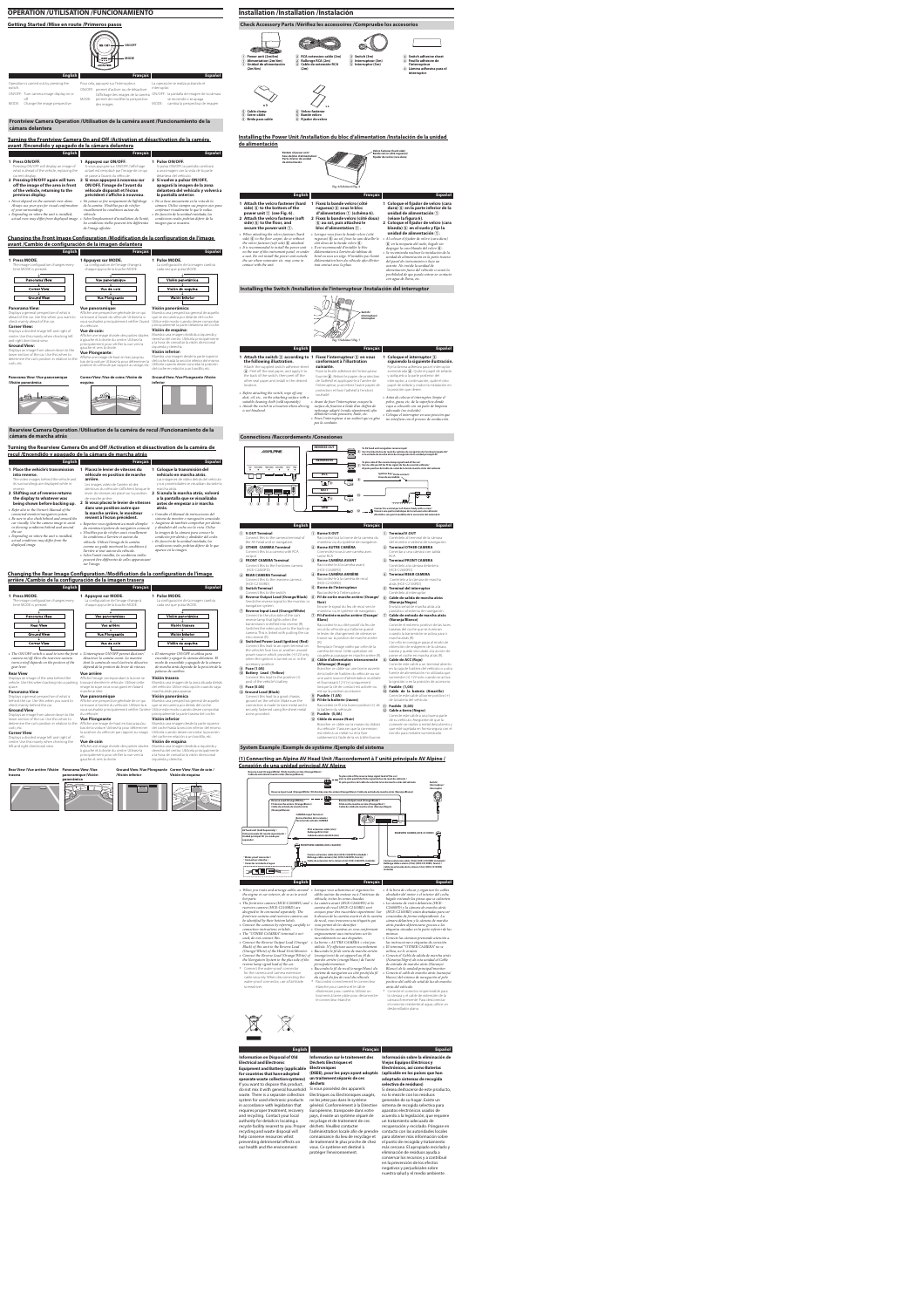# OPERATION /UTILISATION /FUNCIONAMIENTO

## Getting Started /Mise en route /Primeros pasos

ON/OFF

MODE

| English | Français | Español |
|---|---|---|
| Operation is carried out by pressing the switch.<br>ON/OFF: Turn camera image display on or off<br>MODE: Change the image perspective | Pour cela, appuyez sur l'interrupteur.<br>ON/OFF: permet d'activer ou de désactiver l'affichage des images de la caméra<br>MODE: permet de modifier la perspective des images | La operación se realiza pulsando el interruptor.<br>ON/OFF: Activa/desactiva la pantalla de imagen de la cámara<br>MODE: Cambia la perspectiva de imagen |

## Frontview Camera Operation /Utilisation de la caméra avant /Funcionamiento de la cámara delantera

### Turning the Frontview Camera On and Off /Activation et désactivation de la caméra avant /Encendido y apagado de la cámara delantera

| English | Français | Español |
|---|---|---|
| **1 Press ON/OFF.**<br>**2 Pressing ON/OFF again will turn off the image of the area in front of the vehicle, returning to the previous display.** | **1 Appuyez sur ON/OFF.**<br>**2 Si vous appuyez à nouveau sur ON/OFF, l'image de l'avant du véhicule disparaît et l'écran précédent s'affiche à nouveau.** | **1 Pulse ON/OFF.**<br>**2 Si vuelve a pulsar ON/OFF, apagará la imagen de la zona delantera del vehículo y volverá a la pantalla anterior.** |

### Changing the Front Image Configuration /Modification de la configuration de l'image avant /Cambio de configuración de la imagen delantera

| English | Français | Español |
|---|---|---|
| **1 Press MODE.**<br>The image configuration changes every time MODE is pressed. | **1 Appuyez sur MODE.**<br>La configuration de l'image change à chaque pression de la touche MODE. | **1 Pulse MODE.**<br>La configuración de la imagen cambia cada vez que pulsa MODE. |
| Panorama View → Corner View → Ground View | Vue panoramique → Vue de coin → Vue Plongeante | Visión panorámica → Visión de esquina → Visión inferior |
| **Panorama View:**<br>**Corner View:**<br>**Ground View:** | **Vue panoramique**<br>**Vue de coin:**<br>**Vue Plongeante** | **Visión panorámica:**<br>**Visión de esquina:**<br>**Visión inferior** |

Panorama View /Vue panoramique /Visión panorámica

Corner View /Vue de coin /Visión de esquina

Ground View /Vue Plongeante /Visión inferior

## Rearview Camera Operation /Utilisation de la caméra de recul /Funcionamiento de la cámara de marcha atrás

### Turning the Rearview Camera On and Off /Activation et désactivation de la caméra de recul /Encendido y apagado de la cámara de marcha atrás

| English | Français | Español |
|---|---|---|
| **1 Place the vehicle's transmission into reverse.**<br>**2 Shifting out of reverse returns the display to whatever was being shown before backing up.** | **1 Placez le levier de vitesses du véhicule en position de marche arrière.**<br>**2 Si vous placez le levier de vitesses dans une position autre que la marche arrière, le moniteur revient à l'écran précédent.** | **1 Coloque la transmisión del vehículo en marcha atrás.**<br>**2 Si anula la marcha atrás, volverá a la pantalla que se visualizaba antes de empezar a ir marcha atrás.** |

### Changing the Rear Image Configuration /Modification de la configuration de l'image arrière /Cambio de la configuración de la imagen trasera

| English | Français | Español |
|---|---|---|
| **1 Press MODE.**<br>The image configuration changes every time MODE is pressed. | **1 Appuyez sur MODE.**<br>La configuration de l'image change à chaque pression de la touche MODE. | **1 Pulse MODE.**<br>La configuración de la imagen cambia cada vez que pulsa MODE. |
| Panorama View → Rear View → Ground View → Corner View | Vue panoramique → Vue arrière → Vue Plongeante → Vue de coin | Visión panorámica → Visión trasera → Visión inferior → Visión de esquina |
| **Rear View**<br>**Panorama View**<br>**Ground View**<br>**Corner View** | **Vue arrière**<br>**Vue panoramique**<br>**Vue Plongeante**<br>**Vue de coin** | **Visión trasera**<br>**Visión panorámica**<br>**Visión inferior**<br>**Visión de esquina** |

Rear View /Vue arrière /Visión trasera

Panorama View /Vue panoramique /Visión panorámica

Ground View /Vue Plongeante /Visión inferior

Corner View /Vue de coin /Visión de esquina

# Installation /Installation /Instalación

## Check Accessory Parts /Vérifiez les accessoires /Compruebe los accesorios

1. Power unit (1 pc) / Alimentation (1 pc) / Unidad de alimentación (1 pieza)
2. RCA extension cable (2m) / Rallonge RCA (2m) / Cable de extensión RCA (2m)
3. Switch (1 pc) / Interrupteur (1 pc) / Interruptor (1 pieza)
4. Switch adhesive sheet / Feuille adhésive de l'interrupteur / Lámina adhesiva para el interruptor
5. Cable clamp / Serre-câble / Brida para cable
6. Velcro fastener / Bande velcro / Fijador de velcro

## Installing the Power Unit /Installation du bloc d'alimentation /Instalación de la unidad de alimentación

| English | Français | Español |
|---|---|---|
| **1 Attach the velcro fastener (hard side) ⑥ to the bottom of the power unit ① (see Fig. 4).**<br>**2 Attach the velcro fastener (soft side) ⑥ to the floor, and secure the power unit ①.** | **1 Fixez la bande velcro (côté rugueux) ⑥ sous le bloc d'alimentation ① (schéma 4).**<br>**2 Fixez la bande velcro (côté doux) ⑥ au sol, puis attachez le bloc d'alimentation ①.** | **1 Coloque el fijador de velcro (cara dura) ⑥ en la parte inferior de la unidad de alimentación ① (véase la figura 4).**<br>**2 Coloque el fijador de velcro (cara blanda) ⑥ en el suelo y fije la unidad de alimentación ①.** |

## Installing the Switch /Installation de l'interrupteur /Instalación del interruptor

| English | Français | Español |
|---|---|---|
| **1 Attach the switch ③ according to the following illustration.** | **1 Fixez l'interrupteur ③ en vous conformant à l'illustration suivante.** | **1 Coloque el interruptor ③ siguiendo la siguiente ilustración.** |

## Connections /Raccordements /Conexiones

| English | Français | Español |
|---|---|---|
| ① X-OUT Terminal<br>② OTHER CAMERA Terminal<br>③ FRONT CAMERA Terminal<br>④ REAR CAMERA Terminal<br>⑤ Switch Terminal<br>⑥ Reverse Output Lead (Orange/Black)<br>⑦ Reverse Input Lead (Orange/White)<br>⑧ Switched Power Lead (Ignition) (Red)<br>⑨ Fuse (1.0A)<br>⑩ Battery Lead (Yellow)<br>⑪ Fuse (5.0A)<br>⑫ Ground Lead (Black) | ① Borne X-OUT<br>② Borne AUTRE CAMÉRA<br>③ Borne CAMÉRA AVANT<br>④ Borne CAMÉRA ARRIÈRE<br>⑤ Borne de l'interrupteur<br>⑥ Fil de sortie marche arrière (Orange/Noir)<br>⑦ Fil d'entrée marche arrière (Orange/Blanc)<br>⑧ Câble d'alimentation commutée (Allumage) (Rouge)<br>⑨ Fusible (1,0A)<br>⑩ Fil de la batterie (Jaune)<br>⑪ Fusible (5,0A)<br>⑫ Câble de masse (Noir) | ① Terminal X-OUT<br>② Terminal OTHER CAMERA<br>③ Terminal FRONT CAMERA<br>④ Terminal REAR CAMERA<br>⑤ Terminal del interruptor<br>⑥ Cable de salida de marcha atrás (Naranja/Negro)<br>⑦ Cable de entrada de marcha atrás (Naranja/Blanco)<br>⑧ Cable de ACC (Rojo)<br>⑨ Fusible (1,0A)<br>⑩ Cable de la batería (Amarillo)<br>⑪ Fusible (5,0A)<br>⑫ Cable a tierra (Negro) |

## System Example /Exemple de système /Ejemplo del sistema

### (1) Connecting an Alpine AV Head Unit /Raccordement à l'unité principale AV Alpine /Conexión de una unidad principal AV Alpine

| English | Français | Español |
|---|---|---|
| **Information on Disposal of Old Electrical and Electronic Equipment and Battery (applicable for countries that have adopted separate waste collection systems)** | **Information sur le traitement des Déchets Electriques et Electroniques (DEEE), pour les pays ayant adopté un traitement séparé de ces déchets** | **Información sobre la eliminación de Viejos Equipos Eléctricos y Electrónicos, así como Baterías (aplicable en los países que han adoptado sistemas de recogida selectiva de residuos)** |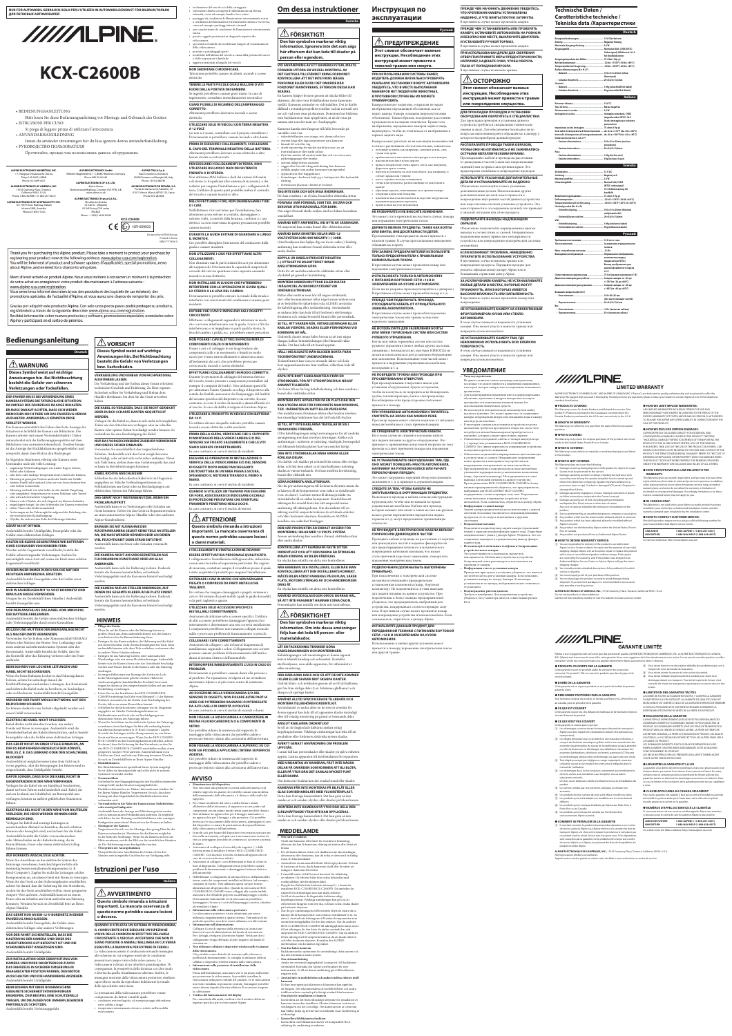NUR FÜR AUTOMOBIL GEBRAUCH/SOLO PER L'UTILIZZO IN AUTOMOBILI/ENDAST FÖR BILBRUK/ТОЛЬКО ДЛЯ ЛЕГКОВЫХ АВТОМОБИЛЕЙ

# ALPINE

# KCX-C2600B

- BEDIENUNGSANLEITUNG
  Bitte lesen Sie diese Bedienungsanleitung vor Montage und Gebrauch des Gerätes.
- ISTRUZIONI PER L'USO
  Si prega di leggere prima di utilizzare l'attrezzatura.
- ANVÄNDARHANDLEDNING
  Innan du använder utrustningen bör du läsa igenom denna användarhandledning.
- РУКОВОДСТВО ПОЛЬЗОВАТЕЛЯ
  Прочитайте, прежде чем использовать данное оборудование.

Thank you for purchasing this Alpine product. Please take a moment to protect your purchase by registering your product now at the following address: www.alpine-usa.com/registration. You will be informed of product and software updates (if applicable), special promotions, news about Alpine, and entered for a chance to win prizes.

Merci d'avoir acheté ce produit Alpine. Nous vous invitons à consacrer un moment à la protection de votre achat en enregistrant votre produit dès maintenant à l'adresse suivante : www.alpine-usa.com/registration. Vous serez tenu informé des mises à jour des produits et des logiciels (le cas échéant), des promotions spéciales, de l'actualité d'Alpine, et vous aurez une chance de remporter des prix.

Gracias por adquirir este producto Alpine. Con solo unos pocos pasos podrá proteger su producto, registrándolo a través de la siguiente dirección: www.alpine-usa.com/registration. Recibirá información sobre nuevos productos y software, promociones especiales, novedades sobre Alpine y participará en el sorteo de premios.

## Bedienungsanleitung

Deutsch

### WARNUNG

**Dieses Symbol weist auf wichtige Anweisungen hin. Bei Nichtbeachtung besteht die Gefahr von schweren Verletzungen oder Todesfällen.**

### VORSICHT

**Dieses Symbol weist auf wichtige Anweisungen hin. Bei Nichtbeachtung besteht die Gefahr von Verletzungen bzw. Sachschäden.**

### HINWEIS

## Istruzioni per l'uso

Italiano

### AVVERTIMENTO

**Questo simbolo rimanda a istruzioni importanti. La mancata osservanza di queste norme potrebbe causare lesioni o decesso.**

### ATTENZIONE

**Questo simbolo rimanda a istruzioni importanti. La mancata osservanza di queste norme potrebbe causare lesioni o danni materiali.**

### AVVISO

## Om dessa instruktioner

Svenska

### FÖRSIKTIGT

**Den här symbolen markerar viktig information. Ignoreras inte det som står här, eftersom det kan leda till skador på person eller egendom.**

### MEDDELANDE

## Инструкция по эксплуатации

Русский

### ПРЕДУПРЕЖДЕНИЕ

**Этот символ обозначает важные инструкции. Несоблюдение этих инструкций может привести к травме или смерти.**

### ОСТОРОЖНО

**Этот символ обозначает важные инструкции. Несоблюдение этих инструкций может привести к травмам или повреждению имущества.**

### УВЕДОМЛЕНИЕ

## Technische Daten / Caratteristiche tecniche / Tekniska data / Характеристики

## LIMITED WARRANTY

## GARANTIE LIMITÉE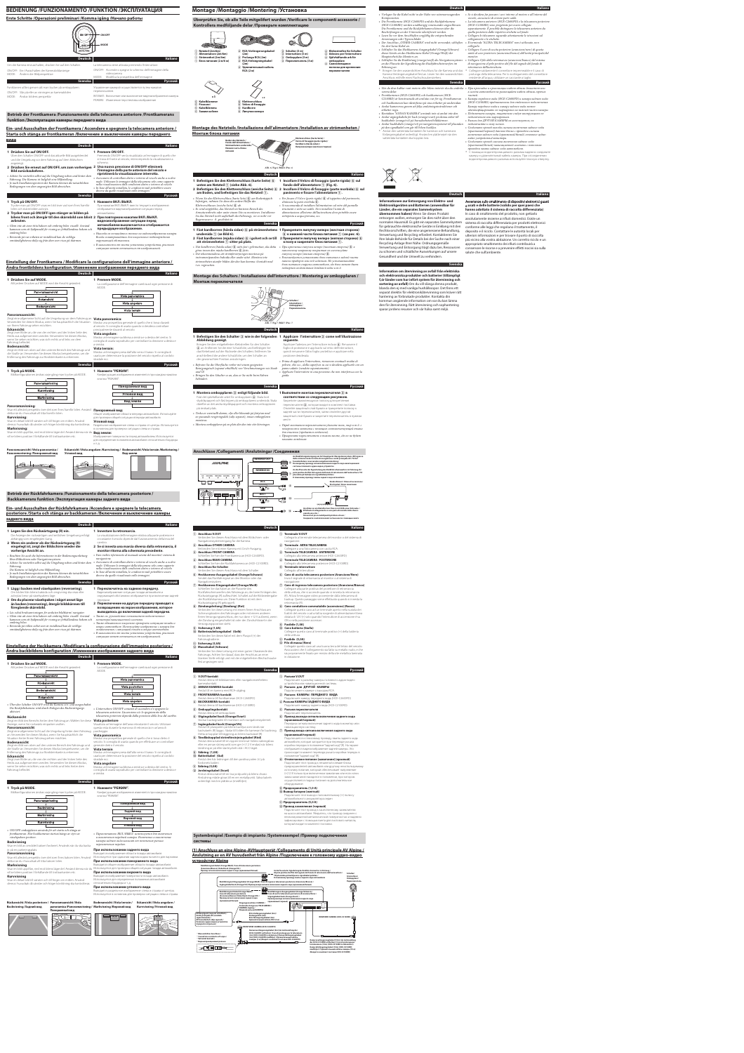# BEDIENUNG /FUNZIONAMENTO /FUNKTION /ЭКСПЛУАТАЦИЯ

## Erste Schritte /Operazioni preliminari /Komma igång /Начало работы

ON/OFF

MODE

## Betrieb der Frontkamera /Funzionamento della telecamera anteriore /Frontkamerans funktion /Эксплуатация камеры переднего вида

### Ein- und Ausschalten der Frontkamera /Accendere e spegnere la telecamera anteriore /Starta och stänga av frontkameran /Включение и выключение камеры переднего вида

### Einstellung der Frontkamera /Modificare la configurazione dell'immagine anteriore /Ändra frontbildens konfiguration /Изменение изображения переднего вида

Panoramaansicht

Eckansicht

Bodenansicht

## Betrieb der Rückfahrkamera /Funzionamento della telecamera posteriore /Backkamerans funktion /Эксплуатация камеры заднего вида

### Ein- und Ausschalten der Rückfahrkamera /Accendere e spegnere la telecamera posteriore /Starta och stänga av backkameran /Включение и выключение камеры заднего вида

### Einstellung der Heckkamera /Modificare la configurazione dell'imagine posteriore /Ändra backbildens konfiguration /Изменение изображения заднего вида

Panoramaansicht

Rückansicht

Bodenansicht

# Montage /Montaggio /Montering /Установка

## Überprüfen Sie, ob alle Teile mitgeliefert wurden /Verificare le componenti accessorie /Kontrollera medföljande delar /Проверьте комплектацию

## Montage des Netzteils /Installazione dell'alimentatore /Installation av strömenheten /Монтаж блока питания

## Montage des Schalters /Installazione dell'interruttore /Montering av omkopplaren /Монтаж переключателя

## Anschlüsse /Collegamenti /Anslutningar /Соединения

ALPINE

## Systembeispiel /Esempio di impianto /Systemexempel /Пример подключения системы

### (1) Anschluss an eine Alpine-AV-Hauptgerät /Collegamento di Unità principale AV Alpine /Anslutning av en AV huvudenhet från Alpine /Подключение к головному аудио-видео устройству Alpine

## Deutsch

**Informationen zur Entsorgung von Elektro- und Elektronikgeräten und Batterien (anwendbar für Länder, die ein separates Sammelsystem übernommen haben)**

## Italiano

**Avvertenze sullo smaltimento di dispositivi elettronici guasti e usati e delle batterie (valido per paesi che hanno adottato il sistema di raccolta differenziata)**

## Svenska

**Information om återvinning av avfall från elektriska och elektroniska produkter och batterier (tillämpligt för länder som har infört system för återvinning och sortering av avfall)**